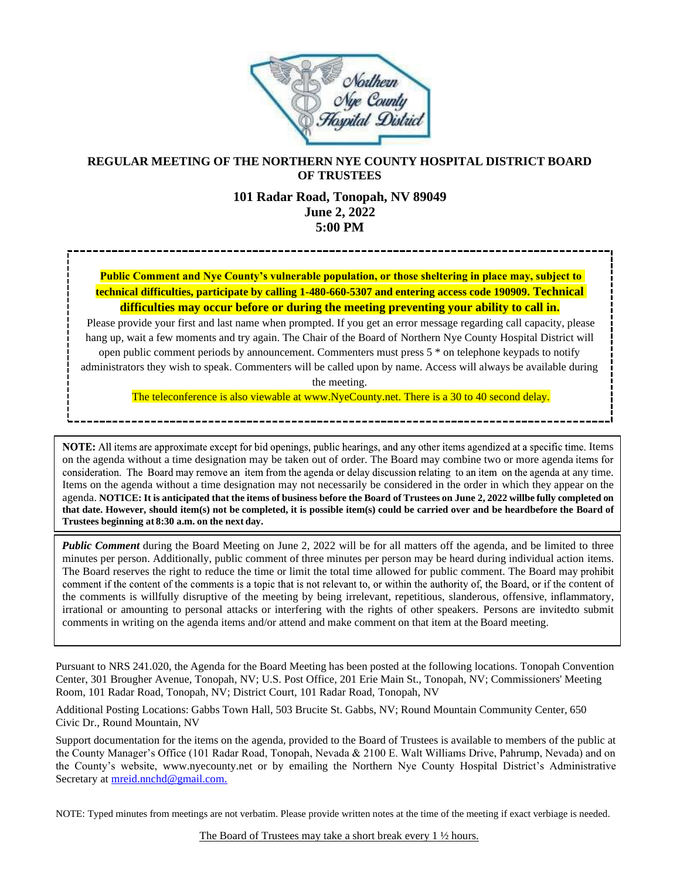# REGULAR MEETING OF THE NORTHERN NYE COUNTY HOSPITAL DISTRICT BOARD OF TRUSTEES

## 101 Radar Road, Tonopah, NV 89049
## June 2, 2022
## 5:00 PM

**Public Comment and Nye County's vulnerable population, or those sheltering in place may, subject to technical difficulties, participate by calling 1-480-660-5307 and entering access code 190909. Technical difficulties may occur before or during the meeting preventing your ability to call in.**

Please provide your first and last name when prompted. If you get an error message regarding call capacity, please hang up, wait a few moments and try again. The Chair of the Board of Northern Nye County Hospital District will open public comment periods by announcement. Commenters must press 5 * on telephone keypads to notify administrators they wish to speak. Commenters will be called upon by name. Access will always be available during the meeting.

The teleconference is also viewable at www.NyeCounty.net. There is a 30 to 40 second delay.

**NOTE:** All items are approximate except for bid openings, public hearings, and any other items agendized at a specific time. Items on the agenda without a time designation may be taken out of order. The Board may combine two or more agenda items for consideration. The Board may remove an item from the agenda or delay discussion relating to an item on the agenda at any time. Items on the agenda without a time designation may not necessarily be considered in the order in which they appear on the agenda. **NOTICE: It is anticipated that the items of business before the Board of Trustees on June 2, 2022 willbe fully completed on that date. However, should item(s) not be completed, it is possible item(s) could be carried over and be heardbefore the Board of Trustees beginning at 8:30 a.m. on the next day.**

***Public Comment*** during the Board Meeting on June 2, 2022 will be for all matters off the agenda, and be limited to three minutes per person. Additionally, public comment of three minutes per person may be heard during individual action items. The Board reserves the right to reduce the time or limit the total time allowed for public comment. The Board may prohibit comment if the content of the comments is a topic that is not relevant to, or within the authority of, the Board, or if the content of the comments is willfully disruptive of the meeting by being irrelevant, repetitious, slanderous, offensive, inflammatory, irrational or amounting to personal attacks or interfering with the rights of other speakers. Persons are invitedto submit comments in writing on the agenda items and/or attend and make comment on that item at the Board meeting.

Pursuant to NRS 241.020, the Agenda for the Board Meeting has been posted at the following locations. Tonopah Convention Center, 301 Brougher Avenue, Tonopah, NV; U.S. Post Office, 201 Erie Main St., Tonopah, NV; Commissioners' Meeting Room, 101 Radar Road, Tonopah, NV; District Court, 101 Radar Road, Tonopah, NV

Additional Posting Locations: Gabbs Town Hall, 503 Brucite St. Gabbs, NV; Round Mountain Community Center, 650 Civic Dr., Round Mountain, NV

Support documentation for the items on the agenda, provided to the Board of Trustees is available to members of the public at the County Manager's Office (101 Radar Road, Tonopah, Nevada & 2100 E. Walt Williams Drive, Pahrump, Nevada) and on the County's website, www.nyecounty.net or by emailing the Northern Nye County Hospital District's Administrative Secretary at mreid.nnchd@gmail.com.

NOTE: Typed minutes from meetings are not verbatim. Please provide written notes at the time of the meeting if exact verbiage is needed.

The Board of Trustees may take a short break every 1 ½ hours.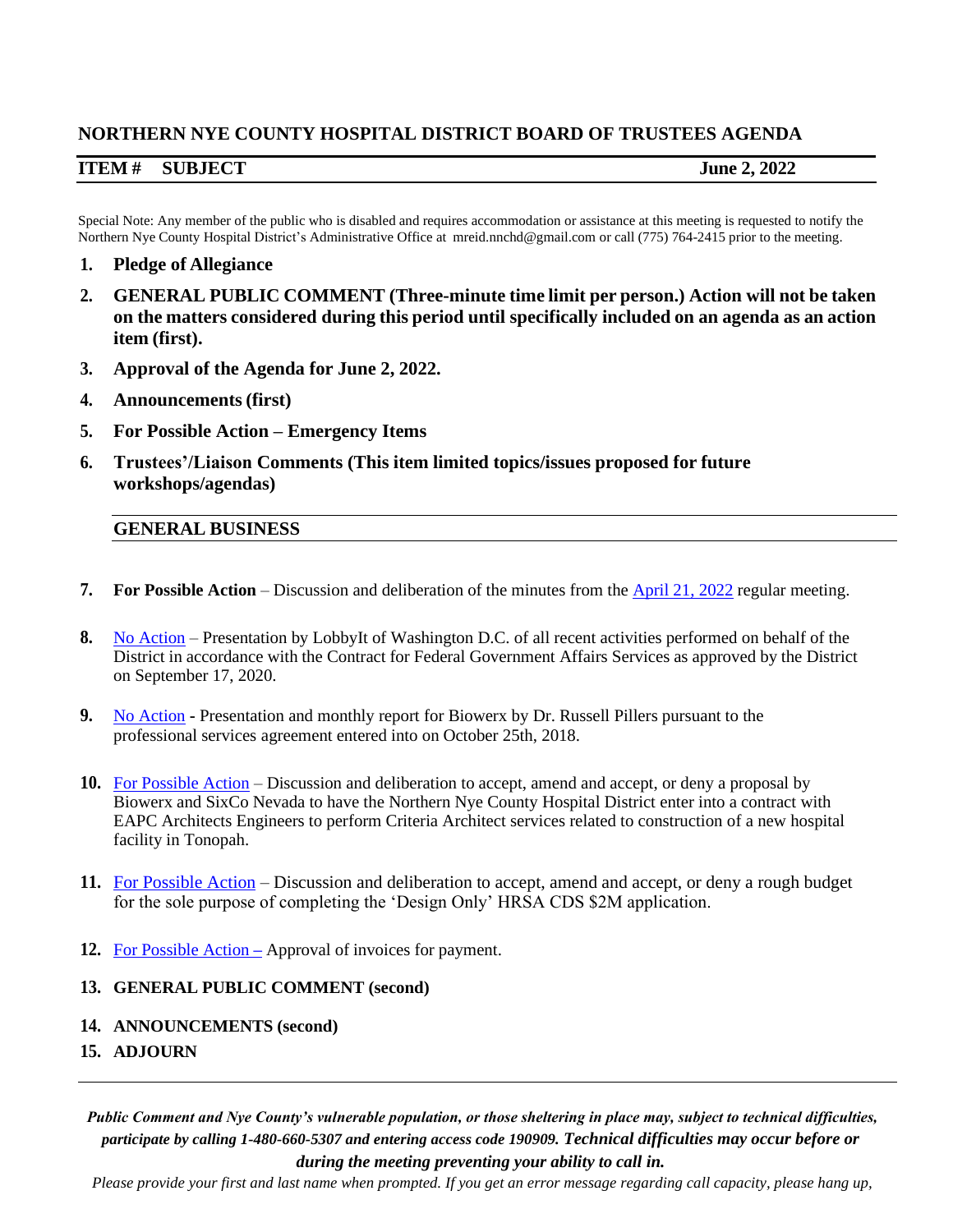# NORTHERN NYE COUNTY HOSPITAL DISTRICT BOARD OF TRUSTEES AGENDA

**ITEM # SUBJECT** **June 2, 2022**

Special Note: Any member of the public who is disabled and requires accommodation or assistance at this meeting is requested to notify the Northern Nye County Hospital District's Administrative Office at mreid.nnchd@gmail.com or call (775) 764-2415 prior to the meeting.

1. **Pledge of Allegiance**
2. **GENERAL PUBLIC COMMENT (Three-minute time limit per person.) Action will not be taken on the matters considered during this period until specifically included on an agenda as an action item (first).**
3. **Approval of the Agenda for June 2, 2022.**
4. **Announcements (first)**
5. **For Possible Action – Emergency Items**
6. **Trustees'/Liaison Comments (This item limited topics/issues proposed for future workshops/agendas)**

## GENERAL BUSINESS

7. **For Possible Action** – Discussion and deliberation of the minutes from the April 21, 2022 regular meeting.

8. No Action – Presentation by LobbyIt of Washington D.C. of all recent activities performed on behalf of the District in accordance with the Contract for Federal Government Affairs Services as approved by the District on September 17, 2020.

9. No Action **-** Presentation and monthly report for Biowerx by Dr. Russell Pillers pursuant to the professional services agreement entered into on October 25th, 2018.

10. For Possible Action – Discussion and deliberation to accept, amend and accept, or deny a proposal by Biowerx and SixCo Nevada to have the Northern Nye County Hospital District enter into a contract with EAPC Architects Engineers to perform Criteria Architect services related to construction of a new hospital facility in Tonopah.

11. For Possible Action – Discussion and deliberation to accept, amend and accept, or deny a rough budget for the sole purpose of completing the 'Design Only' HRSA CDS $2M application.

12. For Possible Action – Approval of invoices for payment.

13. **GENERAL PUBLIC COMMENT (second)**
14. **ANNOUNCEMENTS (second)**
15. **ADJOURN**

---

***Public Comment and Nye County's vulnerable population, or those sheltering in place may, subject to technical difficulties, participate by calling 1-480-660-5307 and entering access code 190909. Technical difficulties may occur before or during the meeting preventing your ability to call in.***

*Please provide your first and last name when prompted. If you get an error message regarding call capacity, please hang up,*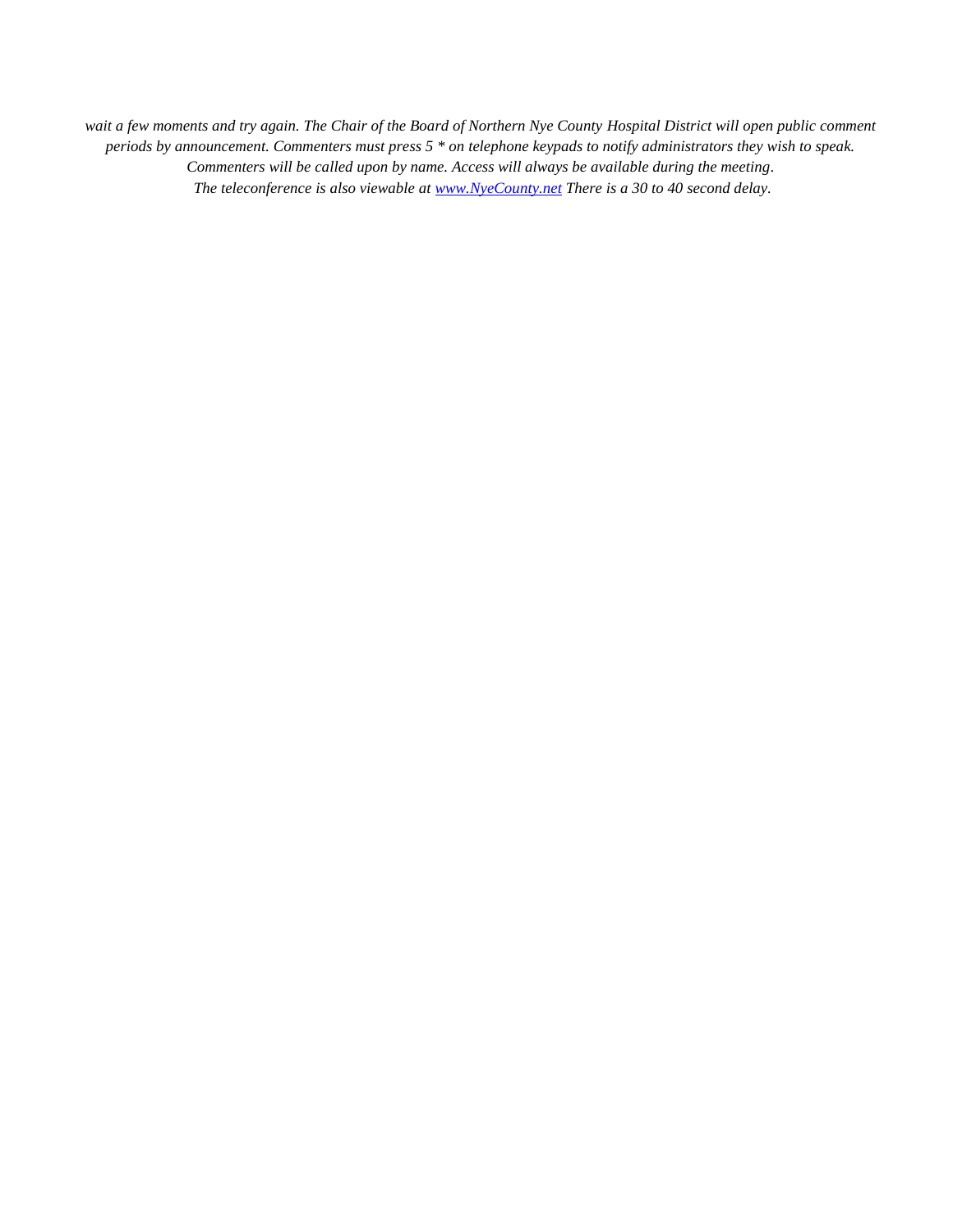*wait a few moments and try again. The Chair of the Board of Northern Nye County Hospital District will open public comment periods by announcement. Commenters must press 5 * on telephone keypads to notify administrators they wish to speak. Commenters will be called upon by name. Access will always be available during the meeting.*

*The teleconference is also viewable at [www.NyeCounty.net](http://www.NyeCounty.net) There is a 30 to 40 second delay.*